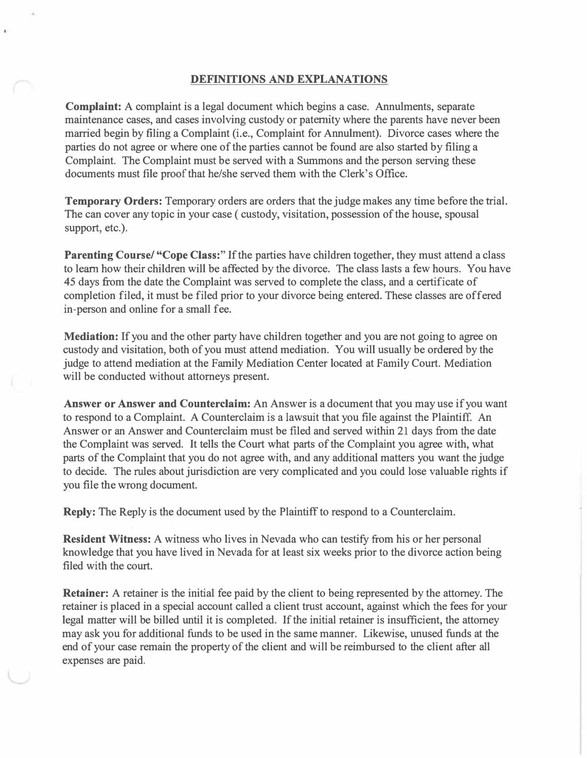## DEFINITIONS AND EXPLANATIONS

**Complaint:** A complaint is a legal document which begins a case. Annulments, separate maintenance cases, and cases involving custody or paternity where the parents have never been married begin by filing a Complaint (i.e., Complaint for Annulment). Divorce cases where the parties do not agree or where one of the parties cannot be found are also started by filing a Complaint. The Complaint must be served with a Summons and the person serving these documents must file proof that he/she served them with the Clerk's Office.

**Temporary Orders:** Temporary orders are orders that the judge makes any time before the trial. The can cover any topic in your case ( custody, visitation, possession of the house, spousal support, etc.).

**Parenting Course/ "Cope Class:"** If the parties have children together, they must attend a class to learn how their children will be affected by the divorce. The class lasts a few hours. You have 45 days from the date the Complaint was served to complete the class, and a certificate of completion filed, it must be filed prior to your divorce being entered. These classes are offered in-person and online for a small fee.

**Mediation:** If you and the other party have children together and you are not going to agree on custody and visitation, both of you must attend mediation. You will usually be ordered by the judge to attend mediation at the Family Mediation Center located at Family Court. Mediation will be conducted without attorneys present.

**Answer or Answer and Counterclaim:** An Answer is a document that you may use if you want to respond to a Complaint. A Counterclaim is a lawsuit that you file against the Plaintiff. An Answer or an Answer and Counterclaim must be filed and served within 21 days from the date the Complaint was served. It tells the Court what parts of the Complaint you agree with, what parts of the Complaint that you do not agree with, and any additional matters you want the judge to decide. The rules about jurisdiction are very complicated and you could lose valuable rights if you file the wrong document.

**Reply:** The Reply is the document used by the Plaintiff to respond to a Counterclaim.

**Resident Witness:** A witness who lives in Nevada who can testify from his or her personal knowledge that you have lived in Nevada for at least six weeks prior to the divorce action being filed with the court.

**Retainer:** A retainer is the initial fee paid by the client to being represented by the attorney. The retainer is placed in a special account called a client trust account, against which the fees for your legal matter will be billed until it is completed. If the initial retainer is insufficient, the attorney may ask you for additional funds to be used in the same manner. Likewise, unused funds at the end of your case remain the property of the client and will be reimbursed to the client after all expenses are paid.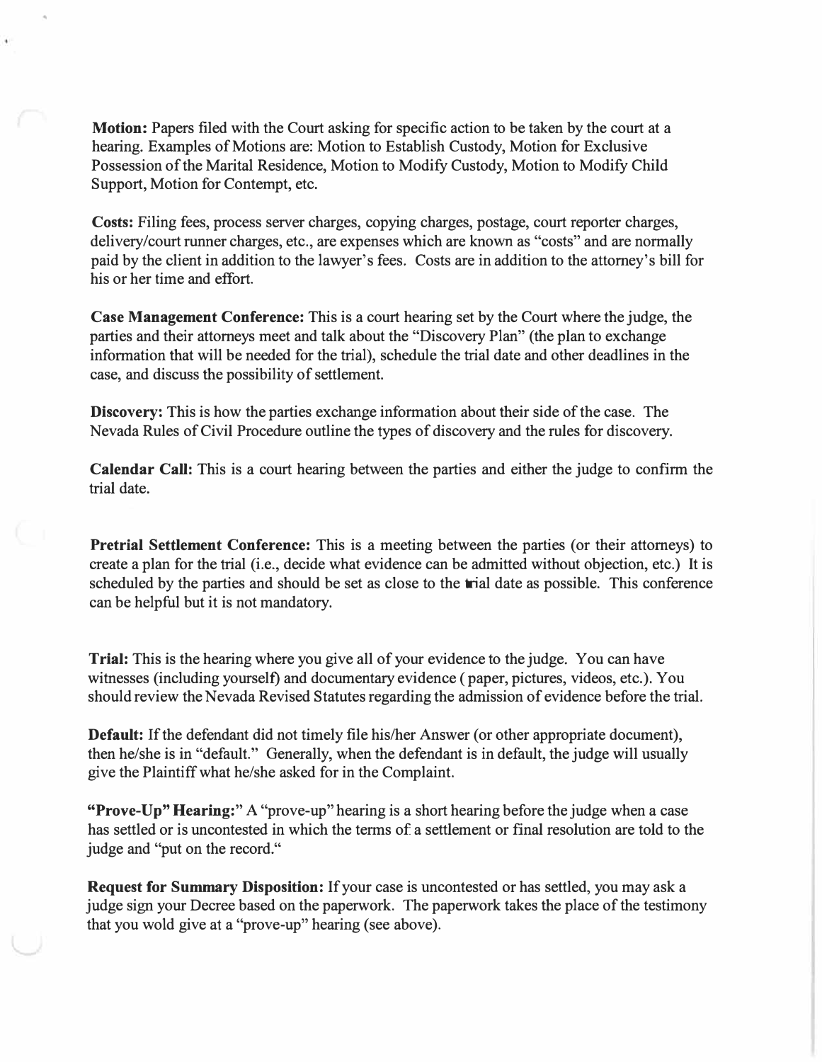**Motion:** Papers filed with the Court asking for specific action to be taken by the court at a hearing. Examples of Motions are: Motion to Establish Custody, Motion for Exclusive Possession of the Marital Residence, Motion to Modify Custody, Motion to Modify Child Support, Motion for Contempt, etc.

**Costs:** Filing fees, process server charges, copying charges, postage, court reporter charges, delivery/court runner charges, etc., are expenses which are known as "costs" and are normally paid by the client in addition to the lawyer's fees. Costs are in addition to the attorney's bill for his or her time and effort.

**Case Management Conference:** This is a court hearing set by the Court where the judge, the parties and their attorneys meet and talk about the "Discovery Plan" (the plan to exchange information that will be needed for the trial), schedule the trial date and other deadlines in the case, and discuss the possibility of settlement.

**Discovery:** This is how the parties exchange information about their side of the case. The Nevada Rules of Civil Procedure outline the types of discovery and the rules for discovery.

**Calendar Call:** This is a court hearing between the parties and either the judge to confirm the trial date.

**Pretrial Settlement Conference:** This is a meeting between the parties (or their attorneys) to create a plan for the trial (i.e., decide what evidence can be admitted without objection, etc.) It is scheduled by the parties and should be set as close to the trial date as possible. This conference can be helpful but it is not mandatory.

**Trial:** This is the hearing where you give all of your evidence to the judge. You can have witnesses (including yourself) and documentary evidence ( paper, pictures, videos, etc.). You should review the Nevada Revised Statutes regarding the admission of evidence before the trial.

**Default:** If the defendant did not timely file his/her Answer (or other appropriate document), then he/she is in "default." Generally, when the defendant is in default, the judge will usually give the Plaintiff what he/she asked for in the Complaint.

**"Prove-Up" Hearing:"** A "prove-up" hearing is a short hearing before the judge when a case has settled or is uncontested in which the terms of a settlement or final resolution are told to the judge and "put on the record."

**Request for Summary Disposition:** If your case is uncontested or has settled, you may ask a judge sign your Decree based on the paperwork. The paperwork takes the place of the testimony that you wold give at a "prove-up" hearing (see above).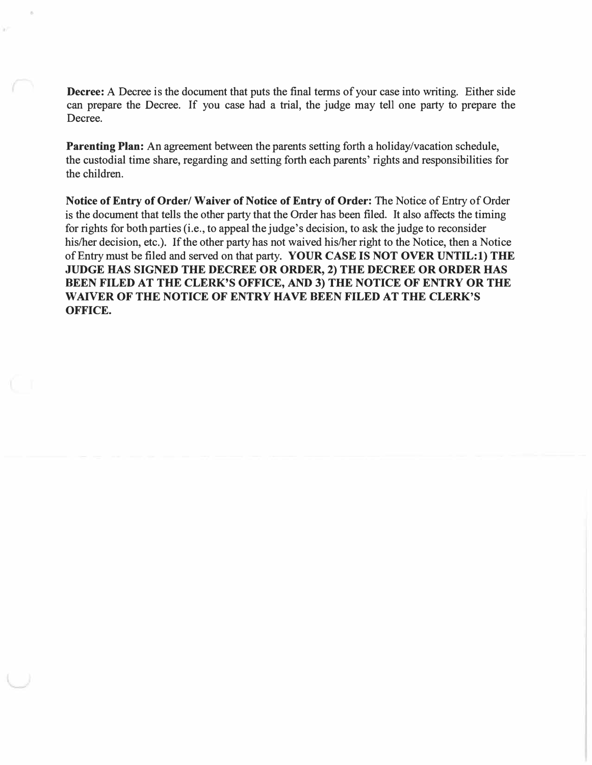**Decree:** A Decree is the document that puts the final terms of your case into writing. Either side can prepare the Decree. If you case had a trial, the judge may tell one party to prepare the Decree.

**Parenting Plan:** An agreement between the parents setting forth a holiday/vacation schedule, the custodial time share, regarding and setting forth each parents' rights and responsibilities for the children.

**Notice of Entry of Order/ Waiver of Notice of Entry of Order:** The Notice of Entry of Order is the document that tells the other party that the Order has been filed. It also affects the timing for rights for both parties (i.e., to appeal the judge's decision, to ask the judge to reconsider his/her decision, etc.). If the other party has not waived his/her right to the Notice, then a Notice of Entry must be filed and served on that party. **YOUR CASE IS NOT OVER UNTIL:1) THE JUDGE HAS SIGNED THE DECREE OR ORDER, 2) THE DECREE OR ORDER HAS BEEN FILED AT THE CLERK'S OFFICE, AND 3) THE NOTICE OF ENTRY OR THE WAIVER OF THE NOTICE OF ENTRY HAVE BEEN FILED AT THE CLERK'S OFFICE.**